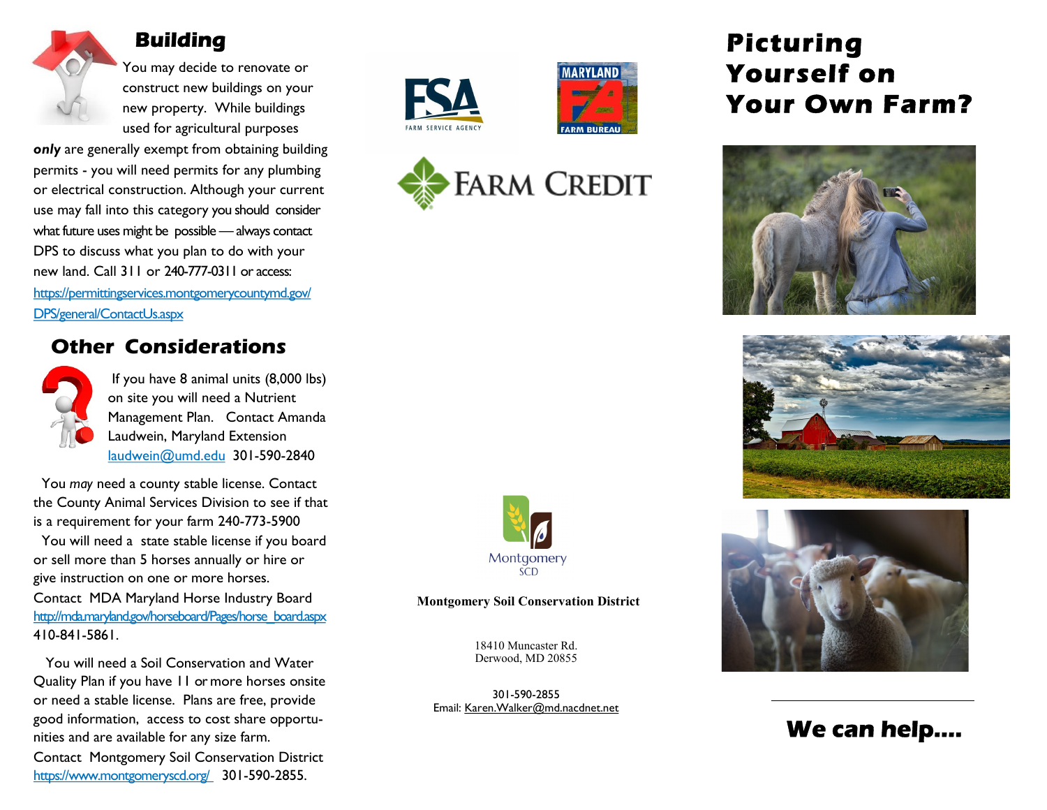## Building

You may decide to renovate or construct new buildings on your new property. While buildings used for agricultural purposes ***only*** are generally exempt from obtaining building permits - you will need permits for any plumbing or electrical construction. Although your current use may fall into this category you should consider what future uses might be possible — always contact DPS to discuss what you plan to do with your new land. Call 311 or 240-777-0311 or access: https://permittingservices.montgomerycountymd.gov/DPS/general/ContactUs.aspx

## Other Considerations

If you have 8 animal units (8,000 lbs) on site you will need a Nutrient Management Plan. Contact Amanda Laudwein, Maryland Extension laudwein@umd.edu 301-590-2840

You *may* need a county stable license. Contact the County Animal Services Division to see if that is a requirement for your farm 240-773-5900

You will need a state stable license if you board or sell more than 5 horses annually or hire or give instruction on one or more horses. Contact MDA Maryland Horse Industry Board http://mda.maryland.gov/horseboard/Pages/horse_board.aspx 410-841-5861.

You will need a Soil Conservation and Water Quality Plan if you have 11 or more horses onsite or need a stable license. Plans are free, provide good information, access to cost share opportunities and are available for any size farm. Contact Montgomery Soil Conservation District https://www.montgomeryscd.org/ 301-590-2855.

FSA FARM SERVICE AGENCY

MARYLAND FARM BUREAU

FARM CREDIT

Montgomery SCD

**Montgomery Soil Conservation District**

18410 Muncaster Rd.
Derwood, MD 20855

301-590-2855
Email: Karen.Walker@md.nacdnet.net

# Picturing Yourself on Your Own Farm?

## We can help....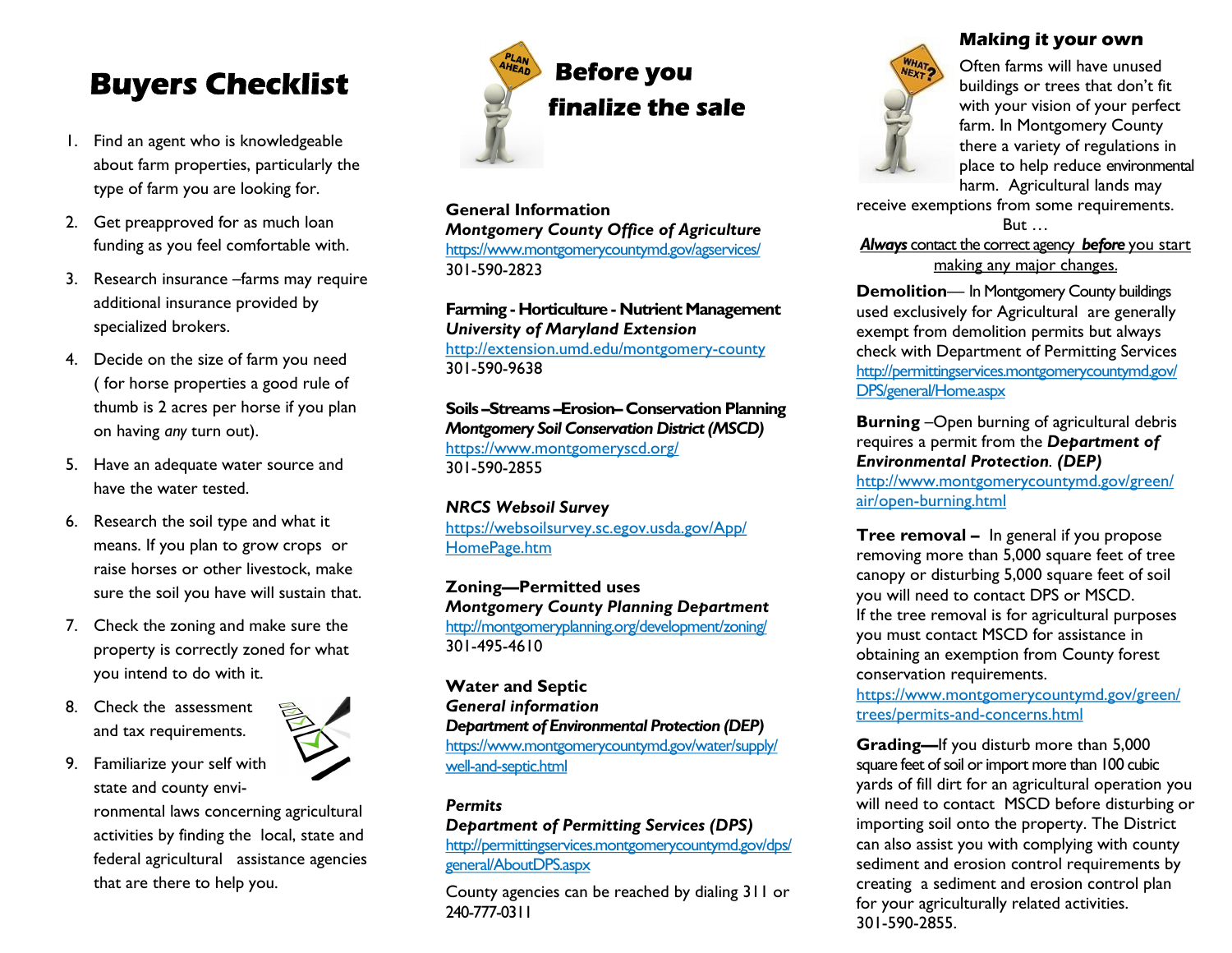# Buyers Checklist

1. Find an agent who is knowledgeable about farm properties, particularly the type of farm you are looking for.
2. Get preapproved for as much loan funding as you feel comfortable with.
3. Research insurance –farms may require additional insurance provided by specialized brokers.
4. Decide on the size of farm you need ( for horse properties a good rule of thumb is 2 acres per horse if you plan on having *any* turn out).
5. Have an adequate water source and have the water tested.
6. Research the soil type and what it means. If you plan to grow crops or raise horses or other livestock, make sure the soil you have will sustain that.
7. Check the zoning and make sure the property is correctly zoned for what you intend to do with it.
8. Check the assessment and tax requirements.
9. Familiarize your self with state and county environmental laws concerning agricultural activities by finding the local, state and federal agricultural assistance agencies that are there to help you.

# Before you finalize the sale

**General Information**
***Montgomery County Office of Agriculture***
https://www.montgomerycountymd.gov/agservices/
301-590-2823

**Farming - Horticulture - Nutrient Management**
***University of Maryland Extension***
http://extension.umd.edu/montgomery-county
301-590-9638

**Soils –Streams –Erosion– Conservation Planning**
***Montgomery Soil Conservation District (MSCD)***
https://www.montgomeryscd.org/
301-590-2855

***NRCS Websoil Survey***
https://websoilsurvey.sc.egov.usda.gov/App/HomePage.htm

**Zoning—Permitted uses**
***Montgomery County Planning Department***
http://montgomeryplanning.org/development/zoning/
301-495-4610

**Water and Septic**
***General information***
***Department of Environmental Protection (DEP)***
https://www.montgomerycountymd.gov/water/supply/well-and-septic.html

***Permits***
***Department of Permitting Services (DPS)***
http://permittingservices.montgomerycountymd.gov/dps/general/AboutDPS.aspx

County agencies can be reached by dialing 311 or 240-777-0311

# Making it your own

Often farms will have unused buildings or trees that don't fit with your vision of your perfect farm. In Montgomery County there a variety of regulations in place to help reduce environmental harm. Agricultural lands may receive exemptions from some requirements.

But …

***Always*** contact the correct agency ***before*** you start making any major changes.

**Demolition**— In Montgomery County buildings used exclusively for Agricultural are generally exempt from demolition permits but always check with Department of Permitting Services
http://permittingservices.montgomerycountymd.gov/DPS/general/Home.aspx

**Burning** –Open burning of agricultural debris requires a permit from the ***Department of Environmental Protection. (DEP)***
http://www.montgomerycountymd.gov/green/air/open-burning.html

**Tree removal –** In general if you propose removing more than 5,000 square feet of tree canopy or disturbing 5,000 square feet of soil you will need to contact DPS or MSCD.
If the tree removal is for agricultural purposes you must contact MSCD for assistance in obtaining an exemption from County forest conservation requirements.
https://www.montgomerycountymd.gov/green/trees/permits-and-concerns.html

**Grading—**If you disturb more than 5,000 square feet of soil or import more than 100 cubic yards of fill dirt for an agricultural operation you will need to contact MSCD before disturbing or importing soil onto the property. The District can also assist you with complying with county sediment and erosion control requirements by creating a sediment and erosion control plan for your agriculturally related activities.
301-590-2855.